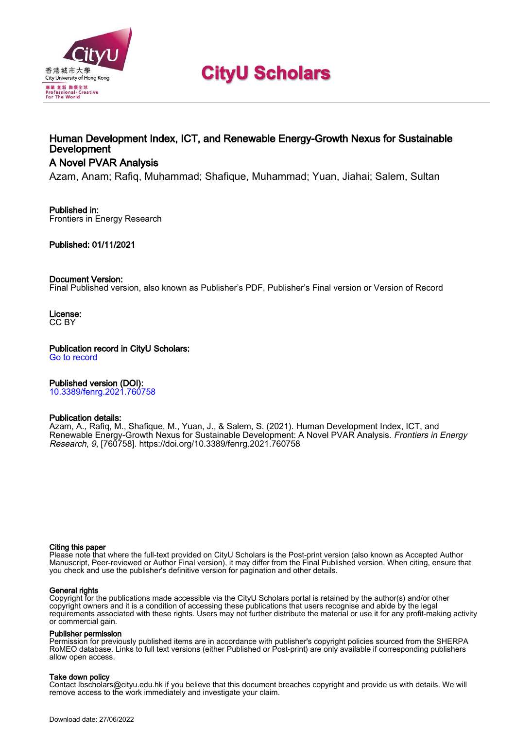CityU Scholars

# Human Development Index, ICT, and Renewable Energy-Growth Nexus for Sustainable Development

## A Novel PVAR Analysis

Azam, Anam; Rafiq, Muhammad; Shafique, Muhammad; Yuan, Jiahai; Salem, Sultan

**Published in:**
Frontiers in Energy Research

**Published: 01/11/2021**

**Document Version:**
Final Published version, also known as Publisher's PDF, Publisher's Final version or Version of Record

**License:**
CC BY

**Publication record in CityU Scholars:**
Go to record

**Published version (DOI):**
10.3389/fenrg.2021.760758

**Publication details:**
Azam, A., Rafiq, M., Shafique, M., Yuan, J., & Salem, S. (2021). Human Development Index, ICT, and Renewable Energy-Growth Nexus for Sustainable Development: A Novel PVAR Analysis. *Frontiers in Energy Research*, *9*, [760758]. https://doi.org/10.3389/fenrg.2021.760758

**Citing this paper**
Please note that where the full-text provided on CityU Scholars is the Post-print version (also known as Accepted Author Manuscript, Peer-reviewed or Author Final version), it may differ from the Final Published version. When citing, ensure that you check and use the publisher's definitive version for pagination and other details.

**General rights**
Copyright for the publications made accessible via the CityU Scholars portal is retained by the author(s) and/or other copyright owners and it is a condition of accessing these publications that users recognise and abide by the legal requirements associated with these rights. Users may not further distribute the material or use it for any profit-making activity or commercial gain.

**Publisher permission**
Permission for previously published items are in accordance with publisher's copyright policies sourced from the SHERPA RoMEO database. Links to full text versions (either Published or Post-print) are only available if corresponding publishers allow open access.

**Take down policy**
Contact lbscholars@cityu.edu.hk if you believe that this document breaches copyright and provide us with details. We will remove access to the work immediately and investigate your claim.

Download date: 27/06/2022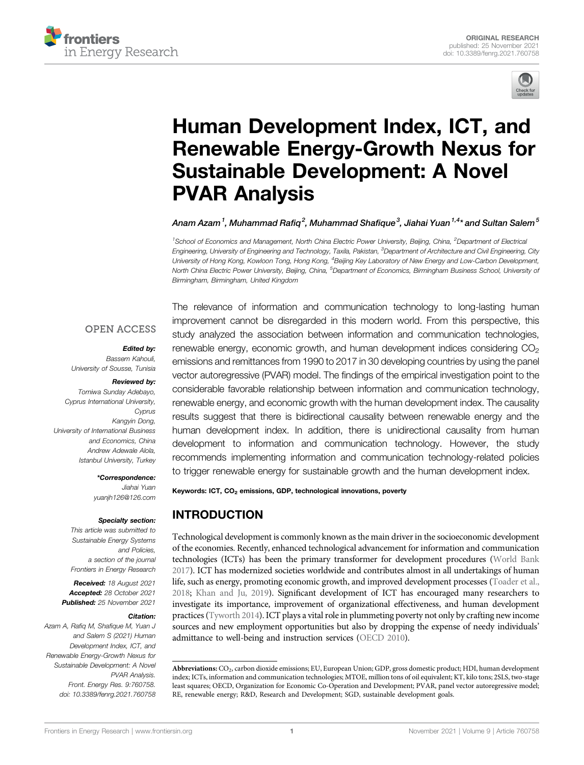# Human Development Index, ICT, and Renewable Energy-Growth Nexus for Sustainable Development: A Novel PVAR Analysis

*Anam Azam[1], Muhammad Rafiq[2], Muhammad Shafique[3], Jiahai Yuan[1,4]\* and Sultan Salem[5]*

[1]School of Economics and Management, North China Electric Power University, Beijing, China, [2]Department of Electrical Engineering, University of Engineering and Technology, Taxila, Pakistan, [3]Department of Architecture and Civil Engineering, City University of Hong Kong, Kowloon Tong, Hong Kong, [4]Beijing Key Laboratory of New Energy and Low-Carbon Development, North China Electric Power University, Beijing, China, [5]Department of Economics, Birmingham Business School, University of Birmingham, Birmingham, United Kingdom

OPEN ACCESS

**Edited by:**
Bassem Kahouli,
University of Sousse, Tunisia

**Reviewed by:**
Tomiwa Sunday Adebayo,
Cyprus International University,
Cyprus
Kangyin Dong,
University of International Business and Economics, China
Andrew Adewale Alola,
Istanbul University, Turkey

**\*Correspondence:**
Jiahai Yuan
yuanjh126@126.com

**Specialty section:**
This article was submitted to Sustainable Energy Systems and Policies, a section of the journal Frontiers in Energy Research

**Received:** 18 August 2021
**Accepted:** 28 October 2021
**Published:** 25 November 2021

**Citation:**
Azam A, Rafiq M, Shafique M, Yuan J and Salem S (2021) Human Development Index, ICT, and Renewable Energy-Growth Nexus for Sustainable Development: A Novel PVAR Analysis.
Front. Energy Res. 9:760758.
doi: 10.3389/fenrg.2021.760758

The relevance of information and communication technology to long-lasting human improvement cannot be disregarded in this modern world. From this perspective, this study analyzed the association between information and communication technologies, renewable energy, economic growth, and human development indices considering $CO_2$ emissions and remittances from 1990 to 2017 in 30 developing countries by using the panel vector autoregressive (PVAR) model. The findings of the empirical investigation point to the considerable favorable relationship between information and communication technology, renewable energy, and economic growth with the human development index. The causality results suggest that there is bidirectional causality between renewable energy and the human development index. In addition, there is unidirectional causality from human development to information and communication technology. However, the study recommends implementing information and communication technology-related policies to trigger renewable energy for sustainable growth and the human development index.

**Keywords: ICT, $CO_2$ emissions, GDP, technological innovations, poverty**

## INTRODUCTION

Technological development is commonly known as the main driver in the socioeconomic development of the economies. Recently, enhanced technological advancement for information and communication technologies (ICTs) has been the primary transformer for development procedures (World Bank 2017). ICT has modernized societies worldwide and contributes almost in all undertakings of human life, such as energy, promoting economic growth, and improved development processes (Toader et al., 2018; Khan and Ju, 2019). Significant development of ICT has encouraged many researchers to investigate its importance, improvement of organizational effectiveness, and human development practices (Tyworth 2014). ICT plays a vital role in plummeting poverty not only by crafting new income sources and new employment opportunities but also by dropping the expense of needy individuals' admittance to well-being and instruction services (OECD 2010).

**Abbreviations:** $CO_2$, carbon dioxide emissions; EU, European Union; GDP, gross domestic product; HDI, human development index; ICTs, information and communication technologies; MTOE, million tons of oil equivalent; KT, kilo tons; 2SLS, two-stage least squares; OECD, Organization for Economic Co-Operation and Development; PVAR, panel vector autoregressive model; RE, renewable energy; R&D, Research and Development; SGD, sustainable development goals.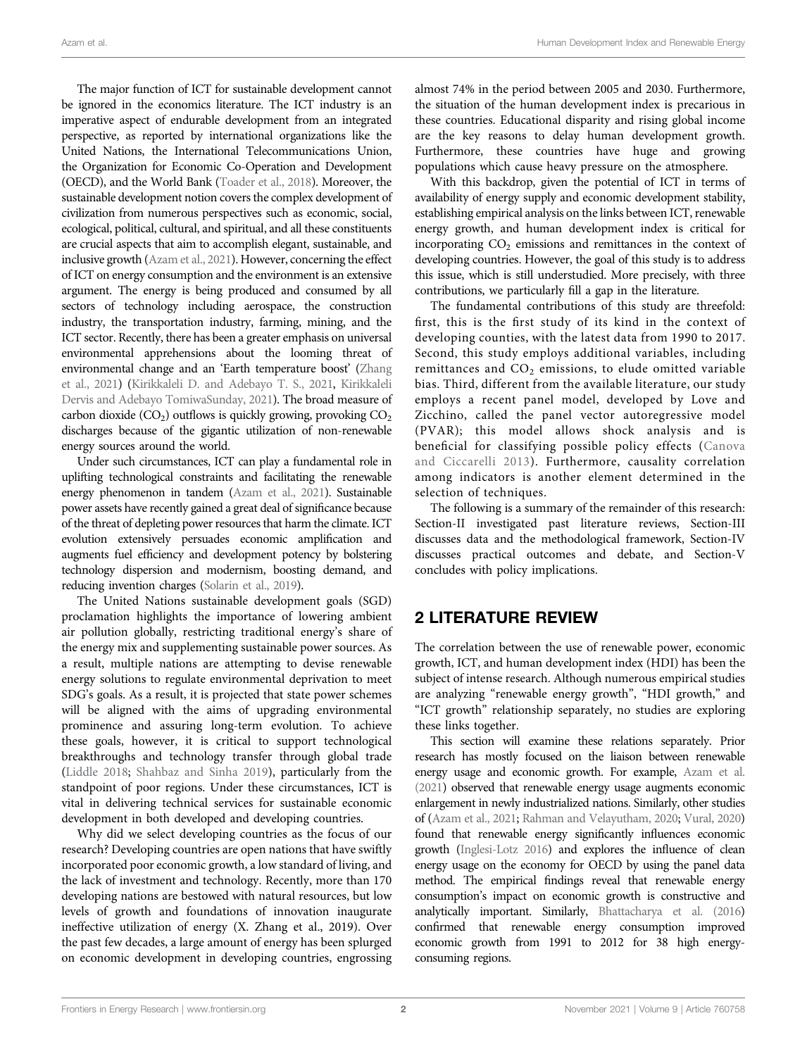The major function of ICT for sustainable development cannot be ignored in the economics literature. The ICT industry is an imperative aspect of endurable development from an integrated perspective, as reported by international organizations like the United Nations, the International Telecommunications Union, the Organization for Economic Co-Operation and Development (OECD), and the World Bank (Toader et al., 2018). Moreover, the sustainable development notion covers the complex development of civilization from numerous perspectives such as economic, social, ecological, political, cultural, and spiritual, and all these constituents are crucial aspects that aim to accomplish elegant, sustainable, and inclusive growth (Azam et al., 2021). However, concerning the effect of ICT on energy consumption and the environment is an extensive argument. The energy is being produced and consumed by all sectors of technology including aerospace, the construction industry, the transportation industry, farming, mining, and the ICT sector. Recently, there has been a greater emphasis on universal environmental apprehensions about the looming threat of environmental change and an 'Earth temperature boost' (Zhang et al., 2021) (Kirikkaleli D. and Adebayo T. S., 2021, Kirikkaleli Dervis and Adebayo TomiwaSunday, 2021). The broad measure of carbon dioxide ($CO_2$) outflows is quickly growing, provoking $CO_2$ discharges because of the gigantic utilization of non-renewable energy sources around the world.

Under such circumstances, ICT can play a fundamental role in uplifting technological constraints and facilitating the renewable energy phenomenon in tandem (Azam et al., 2021). Sustainable power assets have recently gained a great deal of significance because of the threat of depleting power resources that harm the climate. ICT evolution extensively persuades economic amplification and augments fuel efficiency and development potency by bolstering technology dispersion and modernism, boosting demand, and reducing invention charges (Solarin et al., 2019).

The United Nations sustainable development goals (SGD) proclamation highlights the importance of lowering ambient air pollution globally, restricting traditional energy's share of the energy mix and supplementing sustainable power sources. As a result, multiple nations are attempting to devise renewable energy solutions to regulate environmental deprivation to meet SDG's goals. As a result, it is projected that state power schemes will be aligned with the aims of upgrading environmental prominence and assuring long-term evolution. To achieve these goals, however, it is critical to support technological breakthroughs and technology transfer through global trade (Liddle 2018; Shahbaz and Sinha 2019), particularly from the standpoint of poor regions. Under these circumstances, ICT is vital in delivering technical services for sustainable economic development in both developed and developing countries.

Why did we select developing countries as the focus of our research? Developing countries are open nations that have swiftly incorporated poor economic growth, a low standard of living, and the lack of investment and technology. Recently, more than 170 developing nations are bestowed with natural resources, but low levels of growth and foundations of innovation inaugurate ineffective utilization of energy (X. Zhang et al., 2019). Over the past few decades, a large amount of energy has been splurged on economic development in developing countries, engrossing almost 74% in the period between 2005 and 2030. Furthermore, the situation of the human development index is precarious in these countries. Educational disparity and rising global income are the key reasons to delay human development growth. Furthermore, these countries have huge and growing populations which cause heavy pressure on the atmosphere.

With this backdrop, given the potential of ICT in terms of availability of energy supply and economic development stability, establishing empirical analysis on the links between ICT, renewable energy growth, and human development index is critical for incorporating $CO_2$ emissions and remittances in the context of developing countries. However, the goal of this study is to address this issue, which is still understudied. More precisely, with three contributions, we particularly fill a gap in the literature.

The fundamental contributions of this study are threefold: first, this is the first study of its kind in the context of developing counties, with the latest data from 1990 to 2017. Second, this study employs additional variables, including remittances and $CO_2$ emissions, to elude omitted variable bias. Third, different from the available literature, our study employs a recent panel model, developed by Love and Zicchino, called the panel vector autoregressive model (PVAR); this model allows shock analysis and is beneficial for classifying possible policy effects (Canova and Ciccarelli 2013). Furthermore, causality correlation among indicators is another element determined in the selection of techniques.

The following is a summary of the remainder of this research: Section-II investigated past literature reviews, Section-III discusses data and the methodological framework, Section-IV discusses practical outcomes and debate, and Section-V concludes with policy implications.

## 2 LITERATURE REVIEW

The correlation between the use of renewable power, economic growth, ICT, and human development index (HDI) has been the subject of intense research. Although numerous empirical studies are analyzing "renewable energy growth", "HDI growth," and "ICT growth" relationship separately, no studies are exploring these links together.

This section will examine these relations separately. Prior research has mostly focused on the liaison between renewable energy usage and economic growth. For example, Azam et al. (2021) observed that renewable energy usage augments economic enlargement in newly industrialized nations. Similarly, other studies of (Azam et al., 2021; Rahman and Velayutham, 2020; Vural, 2020) found that renewable energy significantly influences economic growth (Inglesi-Lotz 2016) and explores the influence of clean energy usage on the economy for OECD by using the panel data method. The empirical findings reveal that renewable energy consumption's impact on economic growth is constructive and analytically important. Similarly, Bhattacharya et al. (2016) confirmed that renewable energy consumption improved economic growth from 1991 to 2012 for 38 high energy-consuming regions.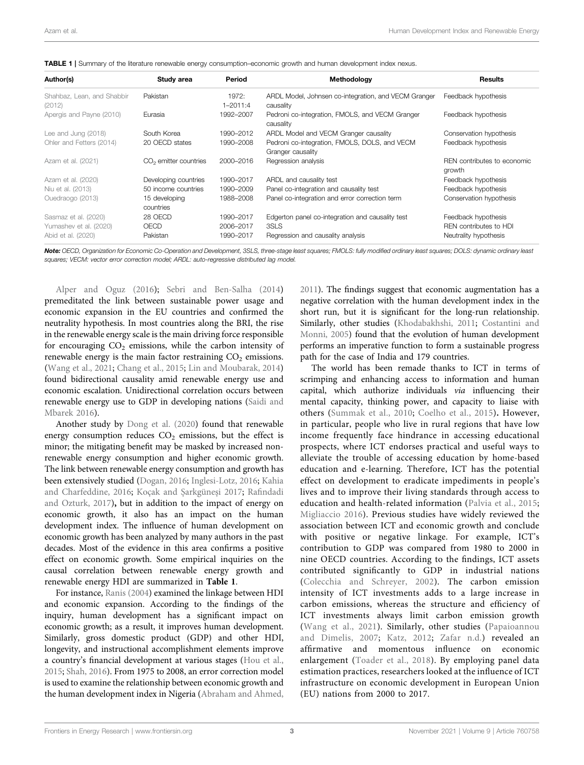**TABLE 1** | Summary of the literature renewable energy consumption–economic growth and human development index nexus.

| Author(s) | Study area | Period | Methodology | Results |
|---|---|---|---|---|
| Shahbaz, Lean, and Shabbir (2012) | Pakistan | 1972: 1–2011:4 | ARDL Model, Johnsen co-integration, and VECM Granger causality | Feedback hypothesis |
| Apergis and Payne (2010) | Eurasia | 1992–2007 | Pedroni co-integration, FMOLS, and VECM Granger causality | Feedback hypothesis |
| Lee and Jung (2018) | South Korea | 1990–2012 | ARDL Model and VECM Granger causality | Conservation hypothesis |
| Ohler and Fetters (2014) | 20 OECD states | 1990–2008 | Pedroni co-integration, FMOLS, DOLS, and VECM Granger causality | Feedback hypothesis |
| Azam et al. (2021) | $CO_2$ emitter countries | 2000–2016 | Regression analysis | REN contributes to economic growth |
| Azam et al. (2020) | Developing countries | 1990–2017 | ARDL and causality test | Feedback hypothesis |
| Niu et al. (2013) | 50 income countries | 1990–2009 | Panel co-integration and causality test | Feedback hypothesis |
| Ouedraogo (2013) | 15 developing countries | 1988–2008 | Panel co-integration and error correction term | Conservation hypothesis |
| Sasmaz et al. (2020) | 28 OECD | 1990–2017 | Edgerton panel co-integration and causality test | Feedback hypothesis |
| Yumashev et al. (2020) | OECD | 2006–2017 | 3SLS | REN contributes to HDI |
| Abid et al. (2020) | Pakistan | 1990–2017 | Regression and causality analysis | Neutrality hypothesis |

***Note:*** *OECD, Organization for Economic Co-Operation and Development, 3SLS, three-stage least squares; FMOLS: fully modified ordinary least squares; DOLS: dynamic ordinary least squares; VECM: vector error correction model; ARDL: auto-regressive distributed lag model.*

Alper and Oguz (2016); Sebri and Ben-Salha (2014) premeditated the link between sustainable power usage and economic expansion in the EU countries and confirmed the neutrality hypothesis. In most countries along the BRI, the rise in the renewable energy scale is the main driving force responsible for encouraging $CO_2$ emissions, while the carbon intensity of renewable energy is the main factor restraining $CO_2$ emissions. (Wang et al., 2021; Chang et al., 2015; Lin and Moubarak, 2014) found bidirectional causality amid renewable energy use and economic escalation. Unidirectional correlation occurs between renewable energy use to GDP in developing nations (Saidi and Mbarek 2016).

Another study by Dong et al. (2020) found that renewable energy consumption reduces $CO_2$ emissions, but the effect is minor; the mitigating benefit may be masked by increased non-renewable energy consumption and higher economic growth. The link between renewable energy consumption and growth has been extensively studied (Dogan, 2016; Inglesi-Lotz, 2016; Kahia and Charfeddine, 2016; Koçak and Şarkgüneşi 2017; Rafindadi and Ozturk, 2017)**,** but in addition to the impact of energy on economic growth, it also has an impact on the human development index. The influence of human development on economic growth has been analyzed by many authors in the past decades. Most of the evidence in this area confirms a positive effect on economic growth. Some empirical inquiries on the causal correlation between renewable energy growth and renewable energy HDI are summarized in **Table 1**.

For instance, Ranis (2004) examined the linkage between HDI and economic expansion. According to the findings of the inquiry, human development has a significant impact on economic growth; as a result, it improves human development. Similarly, gross domestic product (GDP) and other HDI, longevity, and instructional accomplishment elements improve a country's financial development at various stages (Hou et al., 2015; Shah, 2016). From 1975 to 2008, an error correction model is used to examine the relationship between economic growth and the human development index in Nigeria (Abraham and Ahmed, 2011). The findings suggest that economic augmentation has a negative correlation with the human development index in the short run, but it is significant for the long-run relationship. Similarly, other studies (Khodabakhshi, 2011; Costantini and Monni, 2005) found that the evolution of human development performs an imperative function to form a sustainable progress path for the case of India and 179 countries.

The world has been remade thanks to ICT in terms of scrimping and enhancing access to information and human capital, which authorize individuals *via* influencing their mental capacity, thinking power, and capacity to liaise with others (Summak et al., 2010; Coelho et al., 2015)**.** However, in particular, people who live in rural regions that have low income frequently face hindrance in accessing educational prospects, where ICT endorses practical and useful ways to alleviate the trouble of accessing education by home-based education and e-learning. Therefore, ICT has the potential effect on development to eradicate impediments in people's lives and to improve their living standards through access to education and health-related information (Palvia et al., 2015; Migliaccio 2016). Previous studies have widely reviewed the association between ICT and economic growth and conclude with positive or negative linkage. For example, ICT's contribution to GDP was compared from 1980 to 2000 in nine OECD countries. According to the findings, ICT assets contributed significantly to GDP in industrial nations (Colecchia and Schreyer, 2002). The carbon emission intensity of ICT investments adds to a large increase in carbon emissions, whereas the structure and efficiency of ICT investments always limit carbon emission growth (Wang et al., 2021). Similarly, other studies (Papaioannou and Dimelis, 2007; Katz, 2012; Zafar n.d.) revealed an affirmative and momentous influence on economic enlargement (Toader et al., 2018). By employing panel data estimation practices, researchers looked at the influence of ICT infrastructure on economic development in European Union (EU) nations from 2000 to 2017.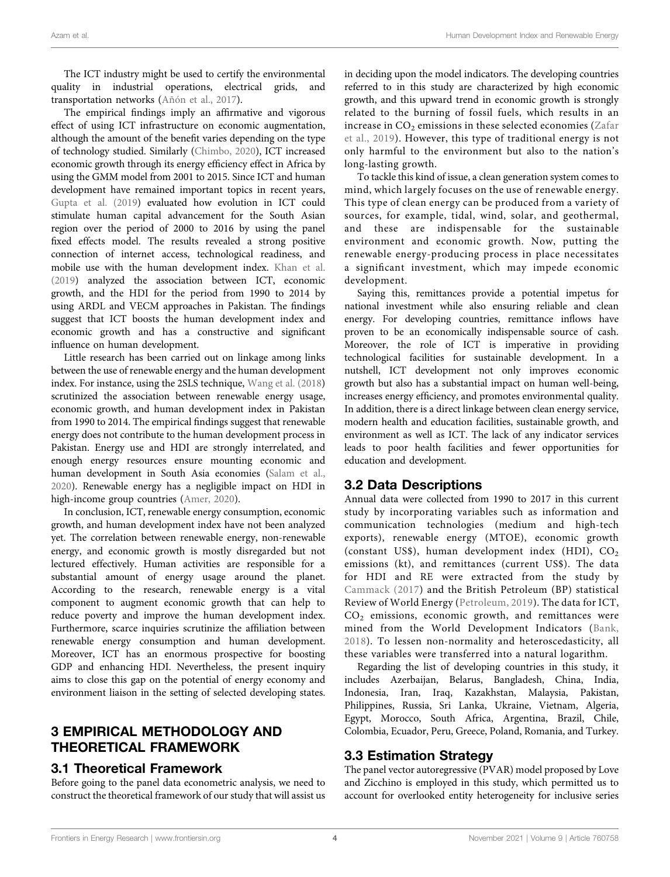The ICT industry might be used to certify the environmental quality in industrial operations, electrical grids, and transportation networks (Añón et al., 2017).

The empirical findings imply an affirmative and vigorous effect of using ICT infrastructure on economic augmentation, although the amount of the benefit varies depending on the type of technology studied. Similarly (Chimbo, 2020), ICT increased economic growth through its energy efficiency effect in Africa by using the GMM model from 2001 to 2015. Since ICT and human development have remained important topics in recent years, Gupta et al. (2019) evaluated how evolution in ICT could stimulate human capital advancement for the South Asian region over the period of 2000 to 2016 by using the panel fixed effects model. The results revealed a strong positive connection of internet access, technological readiness, and mobile use with the human development index. Khan et al. (2019) analyzed the association between ICT, economic growth, and the HDI for the period from 1990 to 2014 by using ARDL and VECM approaches in Pakistan. The findings suggest that ICT boosts the human development index and economic growth and has a constructive and significant influence on human development.

Little research has been carried out on linkage among links between the use of renewable energy and the human development index. For instance, using the 2SLS technique, Wang et al. (2018) scrutinized the association between renewable energy usage, economic growth, and human development index in Pakistan from 1990 to 2014. The empirical findings suggest that renewable energy does not contribute to the human development process in Pakistan. Energy use and HDI are strongly interrelated, and enough energy resources ensure mounting economic and human development in South Asia economies (Salam et al., 2020). Renewable energy has a negligible impact on HDI in high-income group countries (Amer, 2020).

In conclusion, ICT, renewable energy consumption, economic growth, and human development index have not been analyzed yet. The correlation between renewable energy, non-renewable energy, and economic growth is mostly disregarded but not lectured effectively. Human activities are responsible for a substantial amount of energy usage around the planet. According to the research, renewable energy is a vital component to augment economic growth that can help to reduce poverty and improve the human development index. Furthermore, scarce inquiries scrutinize the affiliation between renewable energy consumption and human development. Moreover, ICT has an enormous prospective for boosting GDP and enhancing HDI. Nevertheless, the present inquiry aims to close this gap on the potential of energy economy and environment liaison in the setting of selected developing states.

## 3 EMPIRICAL METHODOLOGY AND THEORETICAL FRAMEWORK

### 3.1 Theoretical Framework

Before going to the panel data econometric analysis, we need to construct the theoretical framework of our study that will assist us in deciding upon the model indicators. The developing countries referred to in this study are characterized by high economic growth, and this upward trend in economic growth is strongly related to the burning of fossil fuels, which results in an increase in $CO_2$ emissions in these selected economies (Zafar et al., 2019). However, this type of traditional energy is not only harmful to the environment but also to the nation's long-lasting growth.

To tackle this kind of issue, a clean generation system comes to mind, which largely focuses on the use of renewable energy. This type of clean energy can be produced from a variety of sources, for example, tidal, wind, solar, and geothermal, and these are indispensable for the sustainable environment and economic growth. Now, putting the renewable energy-producing process in place necessitates a significant investment, which may impede economic development.

Saying this, remittances provide a potential impetus for national investment while also ensuring reliable and clean energy. For developing countries, remittance inflows have proven to be an economically indispensable source of cash. Moreover, the role of ICT is imperative in providing technological facilities for sustainable development. In a nutshell, ICT development not only improves economic growth but also has a substantial impact on human well-being, increases energy efficiency, and promotes environmental quality. In addition, there is a direct linkage between clean energy service, modern health and education facilities, sustainable growth, and environment as well as ICT. The lack of any indicator services leads to poor health facilities and fewer opportunities for education and development.

### 3.2 Data Descriptions

Annual data were collected from 1990 to 2017 in this current study by incorporating variables such as information and communication technologies (medium and high-tech exports), renewable energy (MTOE), economic growth (constant US$), human development index (HDI), $CO_2$ emissions (kt), and remittances (current US$). The data for HDI and RE were extracted from the study by Cammack (2017) and the British Petroleum (BP) statistical Review of World Energy (Petroleum, 2019). The data for ICT, $CO_2$ emissions, economic growth, and remittances were mined from the World Development Indicators (Bank, 2018). To lessen non-normality and heteroscedasticity, all these variables were transferred into a natural logarithm.

Regarding the list of developing countries in this study, it includes Azerbaijan, Belarus, Bangladesh, China, India, Indonesia, Iran, Iraq, Kazakhstan, Malaysia, Pakistan, Philippines, Russia, Sri Lanka, Ukraine, Vietnam, Algeria, Egypt, Morocco, South Africa, Argentina, Brazil, Chile, Colombia, Ecuador, Peru, Greece, Poland, Romania, and Turkey.

### 3.3 Estimation Strategy

The panel vector autoregressive (PVAR) model proposed by Love and Zicchino is employed in this study, which permitted us to account for overlooked entity heterogeneity for inclusive series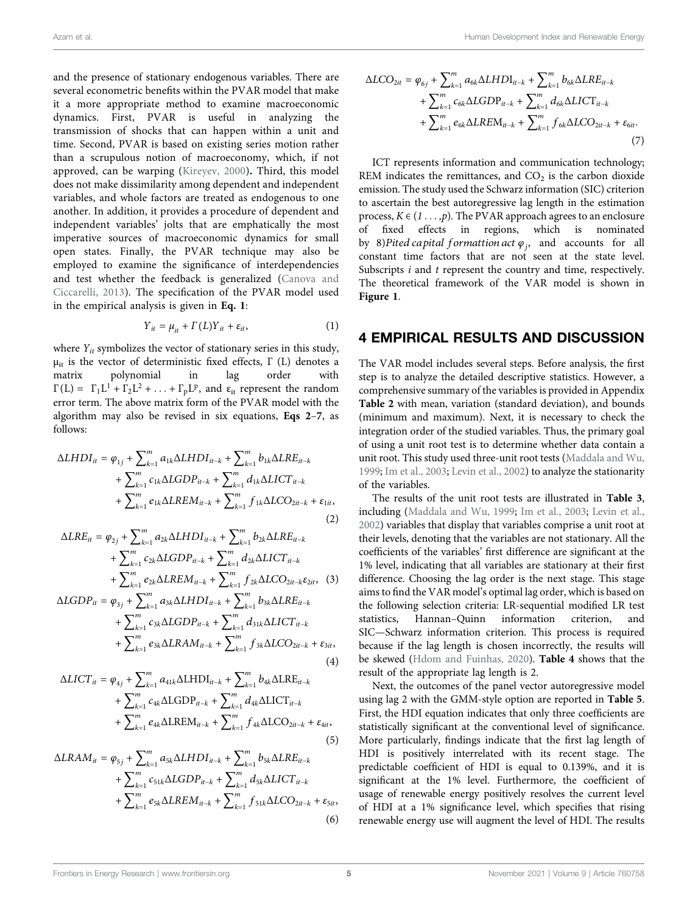and the presence of stationary endogenous variables. There are several econometric benefits within the PVAR model that make it a more appropriate method to examine macroeconomic dynamics. First, PVAR is useful in analyzing the transmission of shocks that can happen within a unit and time. Second, PVAR is based on existing series motion rather than a scrupulous notion of macroeconomy, which, if not approved, can be warping (Kireyev, 2000). Third, this model does not make dissimilarity among dependent and independent variables, and whole factors are treated as endogenous to one another. In addition, it provides a procedure of dependent and independent variables' jolts that are emphatically the most imperative sources of macroeconomic dynamics for small open states. Finally, the PVAR technique may also be employed to examine the significance of interdependencies and test whether the feedback is generalized (Canova and Ciccarelli, 2013). The specification of the PVAR model used in the empirical analysis is given in **Eq. 1**:

$$Y_{it} = \mu_{it} + \Gamma(L)Y_{it} + \varepsilon_{it}, \tag{1}$$

where $Y_{it}$ symbolizes the vector of stationary series in this study, $\mu_{it}$ is the vector of deterministic fixed effects, $\Gamma$ (L) denotes a matrix polynomial in lag order with $\Gamma(L) = \Gamma_1 L^1 + \Gamma_2 L^2 + \ldots + \Gamma_p L^p$, and $\varepsilon_{it}$ represent the random error term. The above matrix form of the PVAR model with the algorithm may also be revised in six equations, **Eqs 2–7**, as follows:

$$\Delta LHDI_{it} = \varphi_{1j} + \sum_{k=1}^{m} a_{1k}\Delta LHDI_{it-k} + \sum_{k=1}^{m} b_{1k}\Delta LRE_{it-k} + \sum_{k=1}^{m} c_{1k}\Delta LGDP_{it-k} + \sum_{k=1}^{m} d_{1k}\Delta LICT_{it-k} + \sum_{k=1}^{m} e_{1k}\Delta LREM_{it-k} + \sum_{k=1}^{m} f_{1k}\Delta LCO_{2it-k} + \varepsilon_{1it}, \tag{2}$$

$$\Delta LRE_{it} = \varphi_{2j} + \sum_{k=1}^{m} a_{2k}\Delta LHDI_{it-k} + \sum_{k=1}^{m} b_{2k}\Delta LRE_{it-k} + \sum_{k=1}^{m} c_{2k}\Delta LGDP_{it-k} + \sum_{k=1}^{m} d_{2k}\Delta LICT_{it-k} + \sum_{k=1}^{m} e_{2k}\Delta LREM_{it-k} + \sum_{k=1}^{m} f_{2k}\Delta LCO_{2it-k}\varepsilon_{2it}, \tag{3}$$

$$\Delta LGDP_{it} = \varphi_{3j} + \sum_{k=1}^{m} a_{3k}\Delta LHDI_{it-k} + \sum_{k=1}^{m} b_{3k}\Delta LRE_{it-k} + \sum_{k=1}^{m} c_{3k}\Delta LGDP_{it-k} + \sum_{k=1}^{m} d_{31k}\Delta LICT_{it-k} + \sum_{k=1}^{m} e_{3k}\Delta LRAM_{it-k} + \sum_{k=1}^{m} f_{3k}\Delta LCO_{2it-k} + \varepsilon_{3it}, \tag{4}$$

$$\Delta LICT_{it} = \varphi_{4j} + \sum_{k=1}^{m} a_{41k}\Delta \mathrm{LHDI}_{it-k} + \sum_{k=1}^{m} b_{4k}\Delta \mathrm{LRE}_{it-k} + \sum_{k=1}^{m} c_{4k}\Delta \mathrm{LGDP}_{it-k} + \sum_{k=1}^{m} d_{4k}\Delta \mathrm{LICT}_{it-k} + \sum_{k=1}^{m} e_{4k}\Delta \mathrm{LREM}_{it-k} + \sum_{k=1}^{m} f_{4k}\Delta \mathrm{LCO}_{2it-k} + \varepsilon_{4it}, \tag{5}$$

$$\Delta LRAM_{it} = \varphi_{5j} + \sum_{k=1}^{m} a_{5k}\Delta LHDI_{it-k} + \sum_{k=1}^{m} b_{5k}\Delta LRE_{it-k} + \sum_{k=1}^{m} c_{51k}\Delta LGDP_{it-k} + \sum_{k=1}^{m} d_{5k}\Delta LICT_{it-k} + \sum_{k=1}^{m} e_{5k}\Delta LREM_{it-k} + \sum_{k=1}^{m} f_{51k}\Delta LCO_{2it-k} + \varepsilon_{5it}, \tag{6}$$

$$\Delta LCO_{2it} = \varphi_{6j} + \sum_{k=1}^{m} a_{6k}\Delta LHDI_{it-k} + \sum_{k=1}^{m} b_{6k}\Delta LRE_{it-k} + \sum_{k=1}^{m} c_{6k}\Delta LGDP_{it-k} + \sum_{k=1}^{m} d_{6k}\Delta LICT_{it-k} + \sum_{k=1}^{m} e_{6k}\Delta LREM_{it-k} + \sum_{k=1}^{m} f_{6k}\Delta LCO_{2it-k} + \varepsilon_{6it}. \tag{7}$$

ICT represents information and communication technology; REM indicates the remittances, and $CO_2$ is the carbon dioxide emission. The study used the Schwarz information (SIC) criterion to ascertain the best autoregressive lag length in the estimation process, $K \in (1 \ldots, p)$. The PVAR approach agrees to an enclosure of fixed effects in regions, which is nominated by 8)$Pited\ capital\ formattion\ act\ \varphi_j$, and accounts for all constant time factors that are not seen at the state level. Subscripts $i$ and $t$ represent the country and time, respectively. The theoretical framework of the VAR model is shown in **Figure 1**.

## 4 EMPIRICAL RESULTS AND DISCUSSION

The VAR model includes several steps. Before analysis, the first step is to analyze the detailed descriptive statistics. However, a comprehensive summary of the variables is provided in Appendix **Table 2** with mean, variation (standard deviation), and bounds (minimum and maximum). Next, it is necessary to check the integration order of the studied variables. Thus, the primary goal of using a unit root test is to determine whether data contain a unit root. This study used three-unit root tests (Maddala and Wu, 1999; Im et al., 2003; Levin et al., 2002) to analyze the stationarity of the variables.

The results of the unit root tests are illustrated in **Table 3**, including (Maddala and Wu, 1999; Im et al., 2003; Levin et al., 2002) variables that display that variables comprise a unit root at their levels, denoting that the variables are not stationary. All the coefficients of the variables' first difference are significant at the 1% level, indicating that all variables are stationary at their first difference. Choosing the lag order is the next stage. This stage aims to find the VAR model's optimal lag order, which is based on the following selection criteria: LR-sequential modified LR test statistics, Hannan–Quinn information criterion, and SIC—Schwarz information criterion. This process is required because if the lag length is chosen incorrectly, the results will be skewed (Hdom and Fuinhas, 2020). **Table 4** shows that the result of the appropriate lag length is 2.

Next, the outcomes of the panel vector autoregressive model using lag 2 with the GMM-style option are reported in **Table 5**. First, the HDI equation indicates that only three coefficients are statistically significant at the conventional level of significance. More particularly, findings indicate that the first lag length of HDI is positively interrelated with its recent stage. The predictable coefficient of HDI is equal to 0.139%, and it is significant at the 1% level. Furthermore, the coefficient of usage of renewable energy positively resolves the current level of HDI at a 1% significance level, which specifies that rising renewable energy use will augment the level of HDI. The results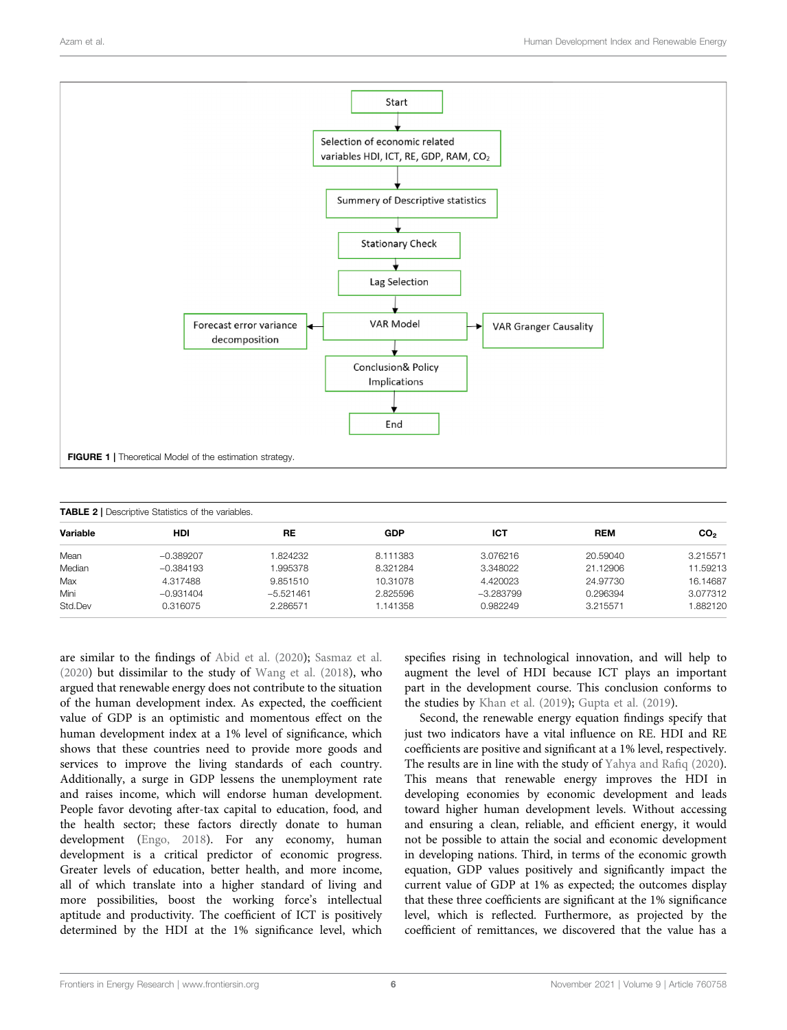FIGURE 1 | Theoretical Model of the estimation strategy.

TABLE 2 | Descriptive Statistics of the variables.

| Variable | HDI | RE | GDP | ICT | REM | $CO_2$ |
|---|---|---|---|---|---|---|
| Mean | −0.389207 | 1.824232 | 8.111383 | 3.076216 | 20.59040 | 3.215571 |
| Median | −0.384193 | 1.995378 | 8.321284 | 3.348022 | 21.12906 | 11.59213 |
| Max | 4.317488 | 9.851510 | 10.31078 | 4.420023 | 24.97730 | 16.14687 |
| Mini | −0.931404 | −5.521461 | 2.825596 | −3.283799 | 0.296394 | 3.077312 |
| Std.Dev | 0.316075 | 2.286571 | 1.141358 | 0.982249 | 3.215571 | 1.882120 |

are similar to the findings of Abid et al. (2020); Sasmaz et al. (2020) but dissimilar to the study of Wang et al. (2018), who argued that renewable energy does not contribute to the situation of the human development index. As expected, the coefficient value of GDP is an optimistic and momentous effect on the human development index at a 1% level of significance, which shows that these countries need to provide more goods and services to improve the living standards of each country. Additionally, a surge in GDP lessens the unemployment rate and raises income, which will endorse human development. People favor devoting after-tax capital to education, food, and the health sector; these factors directly donate to human development (Engo, 2018). For any economy, human development is a critical predictor of economic progress. Greater levels of education, better health, and more income, all of which translate into a higher standard of living and more possibilities, boost the working force's intellectual aptitude and productivity. The coefficient of ICT is positively determined by the HDI at the 1% significance level, which specifies rising in technological innovation, and will help to augment the level of HDI because ICT plays an important part in the development course. This conclusion conforms to the studies by Khan et al. (2019); Gupta et al. (2019).

Second, the renewable energy equation findings specify that just two indicators have a vital influence on RE. HDI and RE coefficients are positive and significant at a 1% level, respectively. The results are in line with the study of Yahya and Rafiq (2020). This means that renewable energy improves the HDI in developing economies by economic development and leads toward higher human development levels. Without accessing and ensuring a clean, reliable, and efficient energy, it would not be possible to attain the social and economic development in developing nations. Third, in terms of the economic growth equation, GDP values positively and significantly impact the current value of GDP at 1% as expected; the outcomes display that these three coefficients are significant at the 1% significance level, which is reflected. Furthermore, as projected by the coefficient of remittances, we discovered that the value has a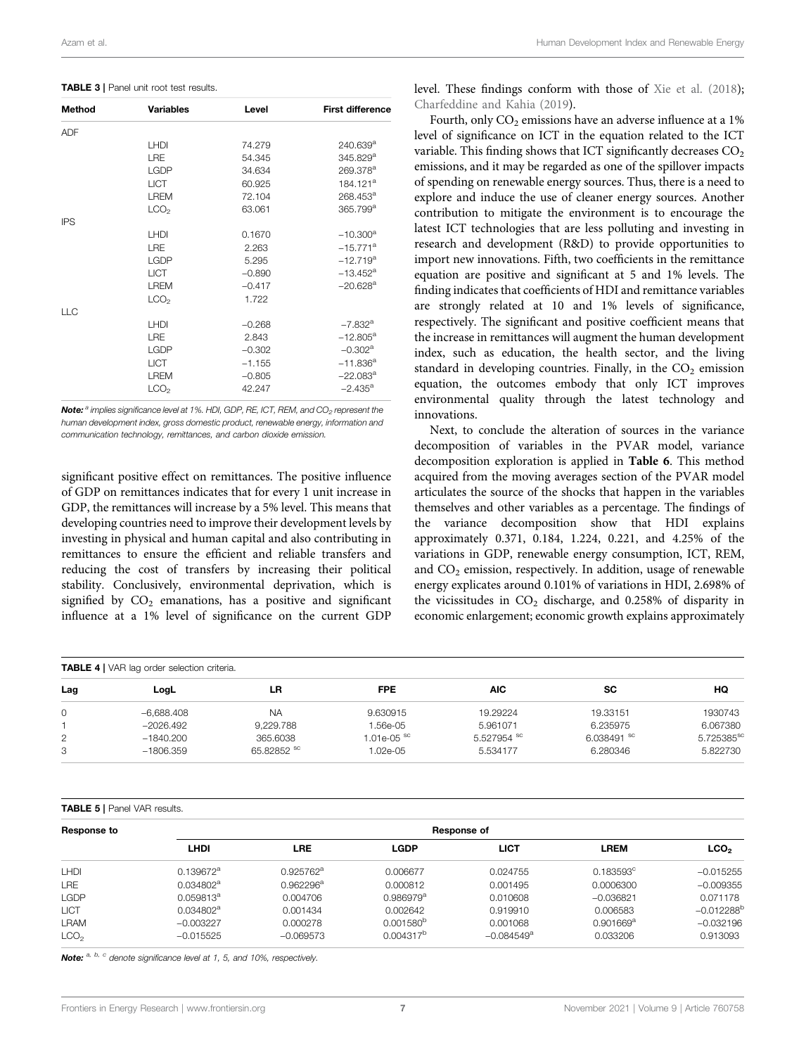**TABLE 3 |** Panel unit root test results.

| Method | Variables | Level | First difference |
|---|---|---|---|
| ADF | | | |
| | LHDI | 74.279 | 240.639[a] |
| | LRE | 54.345 | 345.829[a] |
| | LGDP | 34.634 | 269.378[a] |
| | LICT | 60.925 | 184.121[a] |
| | LREM | 72.104 | 268.453[a] |
| | $LCO_2$ | 63.061 | 365.799[a] |
| IPS | | | |
| | LHDI | 0.1670 | −10.300[a] |
| | LRE | 2.263 | −15.771[a] |
| | LGDP | 5.295 | −12.719[a] |
| | LICT | −0.890 | −13.452[a] |
| | LREM | −0.417 | −20.628[a] |
| | $LCO_2$ | 1.722 | |
| LLC | | | |
| | LHDI | −0.268 | −7.832[a] |
| | LRE | 2.843 | −12.805[a] |
| | LGDP | −0.302 | −0.302[a] |
| | LICT | −1.155 | −11.836[a] |
| | LREM | −0.805 | −22.083[a] |
| | $LCO_2$ | 42.247 | −2.435[a] |

***Note:*** *[a] implies significance level at 1%. HDI, GDP, RE, ICT, REM, and $CO_2$ represent the human development index, gross domestic product, renewable energy, information and communication technology, remittances, and carbon dioxide emission.*

significant positive effect on remittances. The positive influence of GDP on remittances indicates that for every 1 unit increase in GDP, the remittances will increase by a 5% level. This means that developing countries need to improve their development levels by investing in physical and human capital and also contributing in remittances to ensure the efficient and reliable transfers and reducing the cost of transfers by increasing their political stability. Conclusively, environmental deprivation, which is signified by $CO_2$ emanations, has a positive and significant influence at a 1% level of significance on the current GDP level. These findings conform with those of Xie et al. (2018); Charfeddine and Kahia (2019).

Fourth, only $CO_2$ emissions have an adverse influence at a 1% level of significance on ICT in the equation related to the ICT variable. This finding shows that ICT significantly decreases $CO_2$ emissions, and it may be regarded as one of the spillover impacts of spending on renewable energy sources. Thus, there is a need to explore and induce the use of cleaner energy sources. Another contribution to mitigate the environment is to encourage the latest ICT technologies that are less polluting and investing in research and development (R&D) to provide opportunities to import new innovations. Fifth, two coefficients in the remittance equation are positive and significant at 5 and 1% levels. The finding indicates that coefficients of HDI and remittance variables are strongly related at 10 and 1% levels of significance, respectively. The significant and positive coefficient means that the increase in remittances will augment the human development index, such as education, the health sector, and the living standard in developing countries. Finally, in the $CO_2$ emission equation, the outcomes embody that only ICT improves environmental quality through the latest technology and innovations.

Next, to conclude the alteration of sources in the variance decomposition of variables in the PVAR model, variance decomposition exploration is applied in **Table 6**. This method acquired from the moving averages section of the PVAR model articulates the source of the shocks that happen in the variables themselves and other variables as a percentage. The findings of the variance decomposition show that HDI explains approximately 0.371, 0.184, 1.224, 0.221, and 4.25% of the variations in GDP, renewable energy consumption, ICT, REM, and $CO_2$ emission, respectively. In addition, usage of renewable energy explicates around 0.101% of variations in HDI, 2.698% of the vicissitudes in $CO_2$ discharge, and 0.258% of disparity in economic enlargement; economic growth explains approximately

**TABLE 4 |** VAR lag order selection criteria.

| Lag | LogL | LR | FPE | AIC | SC | HQ |
|---|---|---|---|---|---|---|
| 0 | −6,688.408 | NA | 9.630915 | 19.29224 | 19.33151 | 1930743 |
| 1 | −2026.492 | 9,229.788 | 1.56e-05 | 5.961071 | 6.235975 | 6.067380 |
| 2 | −1840.200 | 365.6038 | 1.01e-05 [sc] | 5.527954 [sc] | 6.038491 [sc] | 5.725385[sc] |
| 3 | −1806.359 | 65.82852 [sc] | 1.02e-05 | 5.534177 | 6.280346 | 5.822730 |

**TABLE 5 |** Panel VAR results.

| Response to | Response of | | | | | |
|---|---|---|---|---|---|---|
| | **LHDI** | **LRE** | **LGDP** | **LICT** | **LREM** | **$LCO_2$** |
| LHDI | 0.139672[a] | 0.925762[a] | 0.006677 | 0.024755 | 0.183593[c] | −0.015255 |
| LRE | 0.034802[a] | 0.962296[a] | 0.000812 | 0.001495 | 0.0006300 | −0.009355 |
| LGDP | 0.059813[a] | 0.004706 | 0.986979[a] | 0.010608 | −0.036821 | 0.071178 |
| LICT | 0.034802[a] | 0.001434 | 0.002642 | 0.919910 | 0.006583 | −0.012288[b] |
| LRAM | −0.003227 | 0.000278 | 0.001580[b] | 0.001068 | 0.901669[a] | −0.032196 |
| $LCO_2$ | −0.015525 | −0.069573 | 0.004317[b] | −0.084549[a] | 0.033206 | 0.913093 |

***Note:*** *[a, b, c] denote significance level at 1, 5, and 10%, respectively.*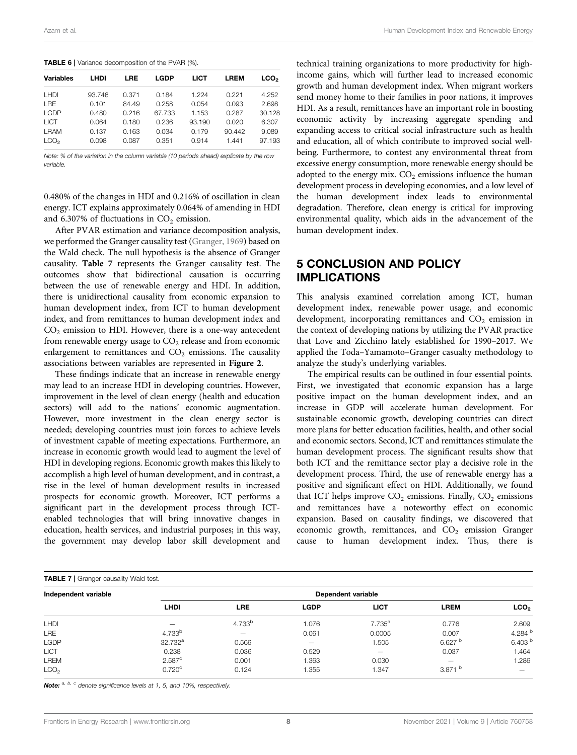**TABLE 6** | Variance decomposition of the PVAR (%).

| Variables | LHDI | LRE | LGDP | LICT | LREM | $LCO_2$ |
|---|---|---|---|---|---|---|
| LHDI | 93.746 | 0.371 | 0.184 | 1.224 | 0.221 | 4.252 |
| LRE | 0.101 | 84.49 | 0.258 | 0.054 | 0.093 | 2.698 |
| LGDP | 0.480 | 0.216 | 67.733 | 1.153 | 0.287 | 30.128 |
| LICT | 0.064 | 0.180 | 0.236 | 93.190 | 0.020 | 6.307 |
| LRAM | 0.137 | 0.163 | 0.034 | 0.179 | 90.442 | 9.089 |
| $LCO_2$ | 0.098 | 0.087 | 0.351 | 0.914 | 1.441 | 97.193 |

*Note: % of the variation in the column variable (10 periods ahead) explicate by the row variable.*

0.480% of the changes in HDI and 0.216% of oscillation in clean energy. ICT explains approximately 0.064% of amending in HDI and 6.307% of fluctuations in $CO_2$ emission.

After PVAR estimation and variance decomposition analysis, we performed the Granger causality test (Granger, 1969) based on the Wald check. The null hypothesis is the absence of Granger causality. **Table 7** represents the Granger causality test. The outcomes show that bidirectional causation is occurring between the use of renewable energy and HDI. In addition, there is unidirectional causality from economic expansion to human development index, from ICT to human development index, and from remittances to human development index and $CO_2$ emission to HDI. However, there is a one-way antecedent from renewable energy usage to $CO_2$ release and from economic enlargement to remittances and $CO_2$ emissions. The causality associations between variables are represented in **Figure 2**.

These findings indicate that an increase in renewable energy may lead to an increase HDI in developing countries. However, improvement in the level of clean energy (health and education sectors) will add to the nations' economic augmentation. However, more investment in the clean energy sector is needed; developing countries must join forces to achieve levels of investment capable of meeting expectations. Furthermore, an increase in economic growth would lead to augment the level of HDI in developing regions. Economic growth makes this likely to accomplish a high level of human development, and in contrast, a rise in the level of human development results in increased prospects for economic growth. Moreover, ICT performs a significant part in the development process through ICT-enabled technologies that will bring innovative changes in education, health services, and industrial purposes; in this way, the government may develop labor skill development and technical training organizations to more productivity for high-income gains, which will further lead to increased economic growth and human development index. When migrant workers send money home to their families in poor nations, it improves HDI. As a result, remittances have an important role in boosting economic activity by increasing aggregate spending and expanding access to critical social infrastructure such as health and education, all of which contribute to improved social well-being. Furthermore, to contest any environmental threat from excessive energy consumption, more renewable energy should be adopted to the energy mix. $CO_2$ emissions influence the human development process in developing economies, and a low level of the human development index leads to environmental degradation. Therefore, clean energy is critical for improving environmental quality, which aids in the advancement of the human development index.

## 5 CONCLUSION AND POLICY IMPLICATIONS

This analysis examined correlation among ICT, human development index, renewable power usage, and economic development, incorporating remittances and $CO_2$ emission in the context of developing nations by utilizing the PVAR practice that Love and Zicchino lately established for 1990–2017. We applied the Toda–Yamamoto–Granger casualty methodology to analyze the study's underlying variables.

The empirical results can be outlined in four essential points. First, we investigated that economic expansion has a large positive impact on the human development index, and an increase in GDP will accelerate human development. For sustainable economic growth, developing countries can direct more plans for better education facilities, health, and other social and economic sectors. Second, ICT and remittances stimulate the human development process. The significant results show that both ICT and the remittance sector play a decisive role in the development process. Third, the use of renewable energy has a positive and significant effect on HDI. Additionally, we found that ICT helps improve $CO_2$ emissions. Finally, $CO_2$ emissions and remittances have a noteworthy effect on economic expansion. Based on causality findings, we discovered that economic growth, remittances, and $CO_2$ emission Granger cause to human development index. Thus, there is

**TABLE 7** | Granger causality Wald test.

| Independent variable | Dependent variable | | | | | |
|---|---|---|---|---|---|---|
| | LHDI | LRE | LGDP | LICT | LREM | $LCO_2$ |
| LHDI | — | 4.733[b] | 1.076 | 7.735[a] | 0.776 | 2.609 |
| LRE | 4.733[b] | — | 0.061 | 0.0005 | 0.007 | 4.284[b] |
| LGDP | 32.732[a] | 0.566 | — | 1.505 | 6.627[b] | 6.403[b] |
| LICT | 0.238 | 0.036 | 0.529 | — | 0.037 | 1.464 |
| LREM | 2.587[c] | 0.001 | 1.363 | 0.030 | — | 1.286 |
| $LCO_2$ | 0.720[c] | 0.124 | 1.355 | 1.347 | 3.871[b] | — |

***Note:*** *[a, b, c] denote significance levels at 1, 5, and 10%, respectively.*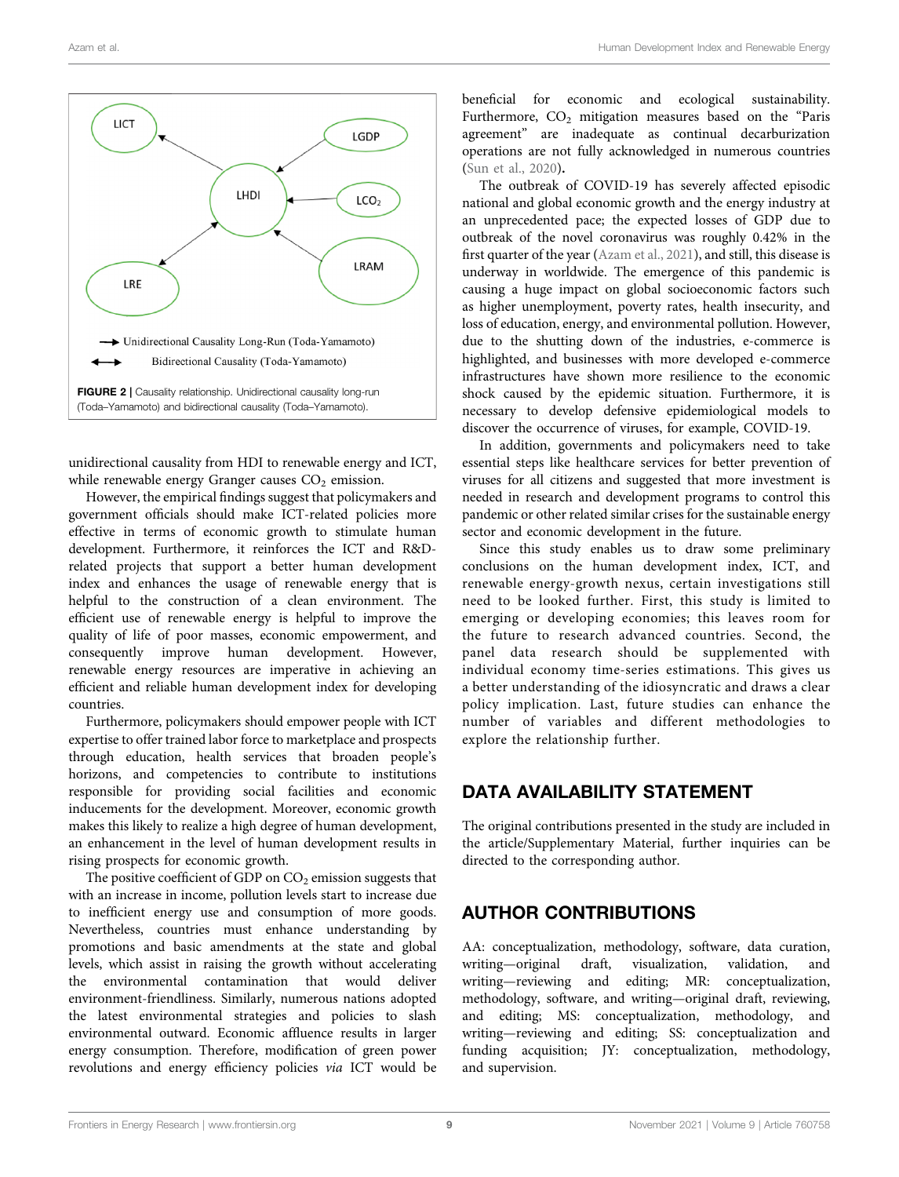FIGURE 2 | Causality relationship. Unidirectional causality long-run (Toda–Yamamoto) and bidirectional causality (Toda–Yamamoto).

unidirectional causality from HDI to renewable energy and ICT, while renewable energy Granger causes $CO_2$ emission.

However, the empirical findings suggest that policymakers and government officials should make ICT-related policies more effective in terms of economic growth to stimulate human development. Furthermore, it reinforces the ICT and R&D-related projects that support a better human development index and enhances the usage of renewable energy that is helpful to the construction of a clean environment. The efficient use of renewable energy is helpful to improve the quality of life of poor masses, economic empowerment, and consequently improve human development. However, renewable energy resources are imperative in achieving an efficient and reliable human development index for developing countries.

Furthermore, policymakers should empower people with ICT expertise to offer trained labor force to marketplace and prospects through education, health services that broaden people's horizons, and competencies to contribute to institutions responsible for providing social facilities and economic inducements for the development. Moreover, economic growth makes this likely to realize a high degree of human development, an enhancement in the level of human development results in rising prospects for economic growth.

The positive coefficient of GDP on $CO_2$ emission suggests that with an increase in income, pollution levels start to increase due to inefficient energy use and consumption of more goods. Nevertheless, countries must enhance understanding by promotions and basic amendments at the state and global levels, which assist in raising the growth without accelerating the environmental contamination that would deliver environment-friendliness. Similarly, numerous nations adopted the latest environmental strategies and policies to slash environmental outward. Economic affluence results in larger energy consumption. Therefore, modification of green power revolutions and energy efficiency policies *via* ICT would be beneficial for economic and ecological sustainability. Furthermore, $CO_2$ mitigation measures based on the "Paris agreement" are inadequate as continual decarburization operations are not fully acknowledged in numerous countries (Sun et al., 2020).

The outbreak of COVID-19 has severely affected episodic national and global economic growth and the energy industry at an unprecedented pace; the expected losses of GDP due to outbreak of the novel coronavirus was roughly 0.42% in the first quarter of the year (Azam et al., 2021), and still, this disease is underway in worldwide. The emergence of this pandemic is causing a huge impact on global socioeconomic factors such as higher unemployment, poverty rates, health insecurity, and loss of education, energy, and environmental pollution. However, due to the shutting down of the industries, e-commerce is highlighted, and businesses with more developed e-commerce infrastructures have shown more resilience to the economic shock caused by the epidemic situation. Furthermore, it is necessary to develop defensive epidemiological models to discover the occurrence of viruses, for example, COVID-19.

In addition, governments and policymakers need to take essential steps like healthcare services for better prevention of viruses for all citizens and suggested that more investment is needed in research and development programs to control this pandemic or other related similar crises for the sustainable energy sector and economic development in the future.

Since this study enables us to draw some preliminary conclusions on the human development index, ICT, and renewable energy-growth nexus, certain investigations still need to be looked further. First, this study is limited to emerging or developing economies; this leaves room for the future to research advanced countries. Second, the panel data research should be supplemented with individual economy time-series estimations. This gives us a better understanding of the idiosyncratic and draws a clear policy implication. Last, future studies can enhance the number of variables and different methodologies to explore the relationship further.

## DATA AVAILABILITY STATEMENT

The original contributions presented in the study are included in the article/Supplementary Material, further inquiries can be directed to the corresponding author.

## AUTHOR CONTRIBUTIONS

AA: conceptualization, methodology, software, data curation, writing—original draft, visualization, validation, and writing—reviewing and editing; MR: conceptualization, methodology, software, and writing—original draft, reviewing, and editing; MS: conceptualization, methodology, and writing—reviewing and editing; SS: conceptualization and funding acquisition; JY: conceptualization, methodology, and supervision.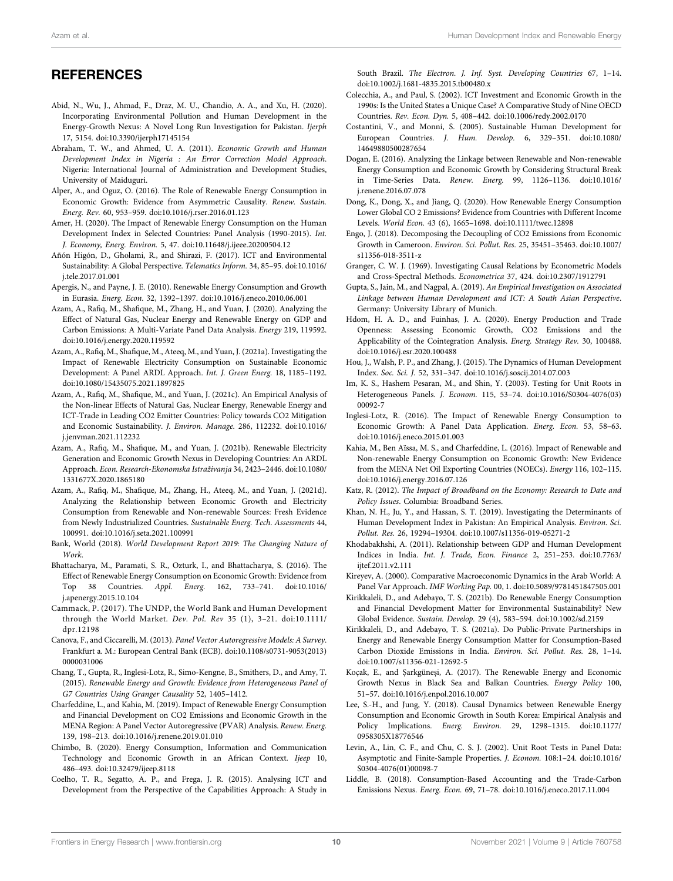## REFERENCES

Abid, N., Wu, J., Ahmad, F., Draz, M. U., Chandio, A. A., and Xu, H. (2020). Incorporating Environmental Pollution and Human Development in the Energy-Growth Nexus: A Novel Long Run Investigation for Pakistan. *Ijerph* 17, 5154. doi:10.3390/ijerph17145154

Abraham, T. W., and Ahmed, U. A. (2011). *Economic Growth and Human Development Index in Nigeria : An Error Correction Model Approach*. Nigeria: International Journal of Administration and Development Studies, University of Maiduguri.

Alper, A., and Oguz, O. (2016). The Role of Renewable Energy Consumption in Economic Growth: Evidence from Asymmetric Causality. *Renew. Sustain. Energ. Rev.* 60, 953–959. doi:10.1016/j.rser.2016.01.123

Amer, H. (2020). The Impact of Renewable Energy Consumption on the Human Development Index in Selected Countries: Panel Analysis (1990-2015). *Int. J. Economy, Energ. Environ.* 5, 47. doi:10.11648/j.ijeee.20200504.12

Añón Higón, D., Gholami, R., and Shirazi, F. (2017). ICT and Environmental Sustainability: A Global Perspective. *Telematics Inform.* 34, 85–95. doi:10.1016/j.tele.2017.01.001

Apergis, N., and Payne, J. E. (2010). Renewable Energy Consumption and Growth in Eurasia. *Energ. Econ.* 32, 1392–1397. doi:10.1016/j.eneco.2010.06.001

Azam, A., Rafiq, M., Shafique, M., Zhang, H., and Yuan, J. (2020). Analyzing the Effect of Natural Gas, Nuclear Energy and Renewable Energy on GDP and Carbon Emissions: A Multi-Variate Panel Data Analysis. *Energy* 219, 119592. doi:10.1016/j.energy.2020.119592

Azam, A., Rafiq, M., Shafique, M., Ateeq, M., and Yuan, J. (2021a). Investigating the Impact of Renewable Electricity Consumption on Sustainable Economic Development: A Panel ARDL Approach. *Int. J. Green Energ.* 18, 1185–1192. doi:10.1080/15435075.2021.1897825

Azam, A., Rafiq, M., Shafique, M., and Yuan, J. (2021c). An Empirical Analysis of the Non-linear Effects of Natural Gas, Nuclear Energy, Renewable Energy and ICT-Trade in Leading CO2 Emitter Countries: Policy towards CO2 Mitigation and Economic Sustainability. *J. Environ. Manage.* 286, 112232. doi:10.1016/j.jenvman.2021.112232

Azam, A., Rafiq, M., Shafique, M., and Yuan, J. (2021b). Renewable Electricity Generation and Economic Growth Nexus in Developing Countries: An ARDL Approach. *Econ. Research-Ekonomska Istraživanja* 34, 2423–2446. doi:10.1080/1331677X.2020.1865180

Azam, A., Rafiq, M., Shafique, M., Zhang, H., Ateeq, M., and Yuan, J. (2021d). Analyzing the Relationship between Economic Growth and Electricity Consumption from Renewable and Non-renewable Sources: Fresh Evidence from Newly Industrialized Countries. *Sustainable Energ. Tech. Assessments* 44, 100991. doi:10.1016/j.seta.2021.100991

Bank, World (2018). *World Development Report 2019: The Changing Nature of Work*.

Bhattacharya, M., Paramati, S. R., Ozturk, I., and Bhattacharya, S. (2016). The Effect of Renewable Energy Consumption on Economic Growth: Evidence from Top 38 Countries. *Appl. Energ.* 162, 733–741. doi:10.1016/j.apenergy.2015.10.104

Cammack, P. (2017). The UNDP, the World Bank and Human Development through the World Market. *Dev. Pol. Rev* 35 (1), 3–21. doi:10.1111/dpr.12198

Canova, F., and Ciccarelli, M. (2013). *Panel Vector Autoregressive Models: A Survey*. Frankfurt a. M.: European Central Bank (ECB). doi:10.1108/s0731-9053(2013)0000031006

Chang, T., Gupta, R., Inglesi-Lotz, R., Simo-Kengne, B., Smithers, D., and Amy, T. (2015). *Renewable Energy and Growth: Evidence from Heterogeneous Panel of G7 Countries Using Granger Causality* 52, 1405–1412.

Charfeddine, L., and Kahia, M. (2019). Impact of Renewable Energy Consumption and Financial Development on CO2 Emissions and Economic Growth in the MENA Region: A Panel Vector Autoregressive (PVAR) Analysis. *Renew. Energ.* 139, 198–213. doi:10.1016/j.renene.2019.01.010

Chimbo, B. (2020). Energy Consumption, Information and Communication Technology and Economic Growth in an African Context. *Ijeep* 10, 486–493. doi:10.32479/ijeep.8118

Coelho, T. R., Segatto, A. P., and Frega, J. R. (2015). Analysing ICT and Development from the Perspective of the Capabilities Approach: A Study in South Brazil. *The Electron. J. Inf. Syst. Developing Countries* 67, 1–14. doi:10.1002/j.1681-4835.2015.tb00480.x

Colecchia, A., and Paul, S. (2002). ICT Investment and Economic Growth in the 1990s: Is the United States a Unique Case? A Comparative Study of Nine OECD Countries. *Rev. Econ. Dyn.* 5, 408–442. doi:10.1006/redy.2002.0170

Costantini, V., and Monni, S. (2005). Sustainable Human Development for European Countries. *J. Hum. Develop.* 6, 329–351. doi:10.1080/14649880500287654

Dogan, E. (2016). Analyzing the Linkage between Renewable and Non-renewable Energy Consumption and Economic Growth by Considering Structural Break in Time-Series Data. *Renew. Energ.* 99, 1126–1136. doi:10.1016/j.renene.2016.07.078

Dong, K., Dong, X., and Jiang, Q. (2020). How Renewable Energy Consumption Lower Global CO 2 Emissions? Evidence from Countries with Different Income Levels. *World Econ.* 43 (6), 1665–1698. doi:10.1111/twec.12898

Engo, J. (2018). Decomposing the Decoupling of CO2 Emissions from Economic Growth in Cameroon. *Environ. Sci. Pollut. Res.* 25, 35451–35463. doi:10.1007/s11356-018-3511-z

Granger, C. W. J. (1969). Investigating Causal Relations by Econometric Models and Cross-Spectral Methods. *Econometrica* 37, 424. doi:10.2307/1912791

Gupta, S., Jain, M., and Nagpal, A. (2019). *An Empirical Investigation on Associated Linkage between Human Development and ICT: A South Asian Perspective*. Germany: University Library of Munich.

Hdom, H. A. D., and Fuinhas, J. A. (2020). Energy Production and Trade Openness: Assessing Economic Growth, CO2 Emissions and the Applicability of the Cointegration Analysis. *Energ. Strategy Rev.* 30, 100488. doi:10.1016/j.esr.2020.100488

Hou, J., Walsh, P. P., and Zhang, J. (2015). The Dynamics of Human Development Index. *Soc. Sci. J.* 52, 331–347. doi:10.1016/j.soscij.2014.07.003

Im, K. S., Hashem Pesaran, M., and Shin, Y. (2003). Testing for Unit Roots in Heterogeneous Panels. *J. Econom.* 115, 53–74. doi:10.1016/S0304-4076(03)00092-7

Inglesi-Lotz, R. (2016). The Impact of Renewable Energy Consumption to Economic Growth: A Panel Data Application. *Energ. Econ.* 53, 58–63. doi:10.1016/j.eneco.2015.01.003

Kahia, M., Ben Aïssa, M. S., and Charfeddine, L. (2016). Impact of Renewable and Non-renewable Energy Consumption on Economic Growth: New Evidence from the MENA Net Oil Exporting Countries (NOECs). *Energy* 116, 102–115. doi:10.1016/j.energy.2016.07.126

Katz, R. (2012). *The Impact of Broadband on the Economy: Research to Date and Policy Issues*. Columbia: Broadband Series.

Khan, N. H., Ju, Y., and Hassan, S. T. (2019). Investigating the Determinants of Human Development Index in Pakistan: An Empirical Analysis. *Environ. Sci. Pollut. Res.* 26, 19294–19304. doi:10.1007/s11356-019-05271-2

Khodabakhshi, A. (2011). Relationship between GDP and Human Development Indices in India. *Int. J. Trade, Econ. Finance* 2, 251–253. doi:10.7763/ijtef.2011.v2.111

Kireyev, A. (2000). Comparative Macroeconomic Dynamics in the Arab World: A Panel Var Approach. *IMF Working Pap.* 00, 1. doi:10.5089/9781451847505.001

Kirikkaleli, D., and Adebayo, T. S. (2021b). Do Renewable Energy Consumption and Financial Development Matter for Environmental Sustainability? New Global Evidence. *Sustain. Develop.* 29 (4), 583–594. doi:10.1002/sd.2159

Kirikkaleli, D., and Adebayo, T. S. (2021a). Do Public-Private Partnerships in Energy and Renewable Energy Consumption Matter for Consumption-Based Carbon Dioxide Emissions in India. *Environ. Sci. Pollut. Res.* 28, 1–14. doi:10.1007/s11356-021-12692-5

Koçak, E., and Şarkgüneşi, A. (2017). The Renewable Energy and Economic Growth Nexus in Black Sea and Balkan Countries. *Energy Policy* 100, 51–57. doi:10.1016/j.enpol.2016.10.007

Lee, S.-H., and Jung, Y. (2018). Causal Dynamics between Renewable Energy Consumption and Economic Growth in South Korea: Empirical Analysis and Policy Implications. *Energ. Environ.* 29, 1298–1315. doi:10.1177/0958305X18776546

Levin, A., Lin, C. F., and Chu, C. S. J. (2002). Unit Root Tests in Panel Data: Asymptotic and Finite-Sample Properties. *J. Econom.* 108:1–24. doi:10.1016/S0304-4076(01)00098-7

Liddle, B. (2018). Consumption-Based Accounting and the Trade-Carbon Emissions Nexus. *Energ. Econ.* 69, 71–78. doi:10.1016/j.eneco.2017.11.004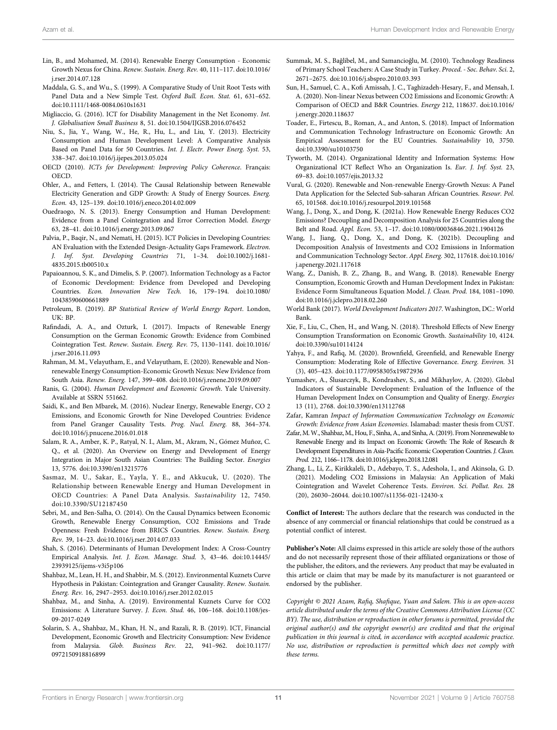Lin, B., and Mohamed, M. (2014). Renewable Energy Consumption - Economic Growth Nexus for China. *Renew. Sustain. Energ. Rev.* 40, 111–117. doi:10.1016/j.rser.2014.07.128

Maddala, G. S., and Wu., S. (1999). A Comparative Study of Unit Root Tests with Panel Data and a New Simple Test. *Oxford Bull. Econ. Stat.* 61, 631–652. doi:10.1111/1468-0084.0610s1631

Migliaccio, G. (2016). ICT for Disability Management in the Net Economy. *Int. J. Globalisation Small Business* 8, 51. doi:10.1504/IJGSB.2016.076452

Niu, S., Jia, Y., Wang, W., He, R., Hu, L., and Liu, Y. (2013). Electricity Consumption and Human Development Level: A Comparative Analysis Based on Panel Data for 50 Countries. *Int. J. Electr. Power Energ. Syst.* 53, 338–347. doi:10.1016/j.ijepes.2013.05.024

OECD (2010). *ICTs for Development: Improving Policy Coherence*. Français: OECD.

Ohler, A., and Fetters, I. (2014). The Causal Relationship between Renewable Electricity Generation and GDP Growth: A Study of Energy Sources. *Energ. Econ.* 43, 125–139. doi:10.1016/j.eneco.2014.02.009

Ouedraogo, N. S. (2013). Energy Consumption and Human Development: Evidence from a Panel Cointegration and Error Correction Model. *Energy* 63, 28–41. doi:10.1016/j.energy.2013.09.067

Palvia, P., Baqir, N., and Nemati, H. (2015). ICT Policies in Developing Countries: AN Evaluation with the Extended Design-Actuality Gaps Framework. *Electron. J. Inf. Syst. Developing Countries* 71, 1–34. doi:10.1002/j.1681-4835.2015.tb00510.x

Papaioannou, S. K., and Dimelis, S. P. (2007). Information Technology as a Factor of Economic Development: Evidence from Developed and Developing Countries. *Econ. Innovation New Tech.* 16, 179–194. doi:10.1080/10438590600661889

Petroleum, B. (2019). *BP Statistical Review of World Energy Report*. London, UK: BP.

Rafindadi, A. A., and Ozturk, I. (2017). Impacts of Renewable Energy Consumption on the German Economic Growth: Evidence from Combined Cointegration Test. *Renew. Sustain. Energ. Rev.* 75, 1130–1141. doi:10.1016/j.rser.2016.11.093

Rahman, M. M., Velayutham, E., and Velayutham, E. (2020). Renewable and Non-renewable Energy Consumption-Economic Growth Nexus: New Evidence from South Asia. *Renew. Energ.* 147, 399–408. doi:10.1016/j.renene.2019.09.007

Ranis, G. (2004). *Human Development and Economic Growth*. Yale University. Available at SSRN 551662.

Saidi, K., and Ben Mbarek, M. (2016). Nuclear Energy, Renewable Energy, CO 2 Emissions, and Economic Growth for Nine Developed Countries: Evidence from Panel Granger Causality Tests. *Prog. Nucl. Energ.* 88, 364–374. doi:10.1016/j.pnucene.2016.01.018

Salam, R. A., Amber, K. P., Ratyal, N. I., Alam, M., Akram, N., Gómez Muñoz, C. Q., et al. (2020). An Overview on Energy and Development of Energy Integration in Major South Asian Countries: The Building Sector. *Energies* 13, 5776. doi:10.3390/en13215776

Sasmaz, M. U., Sakar, E., Yayla, Y. E., and Akkucuk, U. (2020). The Relationship between Renewable Energy and Human Development in OECD Countries: A Panel Data Analysis. *Sustainability* 12, 7450. doi:10.3390/SU12187450

Sebri, M., and Ben-Salha, O. (2014). On the Causal Dynamics between Economic Growth, Renewable Energy Consumption, CO2 Emissions and Trade Openness: Fresh Evidence from BRICS Countries. *Renew. Sustain. Energ. Rev.* 39, 14–23. doi:10.1016/j.rser.2014.07.033

Shah, S. (2016). Determinants of Human Development Index: A Cross-Country Empirical Analysis. *Int. J. Econ. Manage. Stud.* 3, 43–46. doi:10.14445/23939125/ijems-v3i5p106

Shahbaz, M., Lean, H. H., and Shabbir, M. S. (2012). Environmental Kuznets Curve Hypothesis in Pakistan: Cointegration and Granger Causality. *Renew. Sustain. Energ. Rev.* 16, 2947–2953. doi:10.1016/j.rser.2012.02.015

Shahbaz, M., and Sinha, A. (2019). Environmental Kuznets Curve for CO2 Emissions: A Literature Survey. *J. Econ. Stud.* 46, 106–168. doi:10.1108/jes-09-2017-0249

Solarin, S. A., Shahbaz, M., Khan, H. N., and Razali, R. B. (2019). ICT, Financial Development, Economic Growth and Electricity Consumption: New Evidence from Malaysia. *Glob. Business Rev.* 22, 941–962. doi:10.1177/0972150918816899

Summak, M. S., Bağlibel, M., and Samancioğlu, M. (2010). Technology Readiness of Primary School Teachers: A Case Study in Turkey. *Proced. - Soc. Behav. Sci.* 2, 2671–2675. doi:10.1016/j.sbspro.2010.03.393

Sun, H., Samuel, C. A., Kofi Amissah, J. C., Taghizadeh-Hesary, F., and Mensah, I. A. (2020). Non-linear Nexus between CO2 Emissions and Economic Growth: A Comparison of OECD and B&R Countries. *Energy* 212, 118637. doi:10.1016/j.energy.2020.118637

Toader, E., Firtescu, B., Roman, A., and Anton, S. (2018). Impact of Information and Communication Technology Infrastructure on Economic Growth: An Empirical Assessment for the EU Countries. *Sustainability* 10, 3750. doi:10.3390/su10103750

Tyworth, M. (2014). Organizational Identity and Information Systems: How Organizational ICT Reflect Who an Organization Is. *Eur. J. Inf. Syst.* 23, 69–83. doi:10.1057/ejis.2013.32

Vural, G. (2020). Renewable and Non-renewable Energy-Growth Nexus: A Panel Data Application for the Selected Sub-saharan African Countries. *Resour. Pol.* 65, 101568. doi:10.1016/j.resourpol.2019.101568

Wang, J., Dong, X., and Dong, K. (2021a). How Renewable Energy Reduces CO2 Emissions? Decoupling and Decomposition Analysis for 25 Countries along the Belt and Road. *Appl. Econ.* 53, 1–17. doi:10.1080/00036846.2021.1904126

Wang, J., Jiang, Q., Dong, X., and Dong, K. (2021b). Decoupling and Decomposition Analysis of Investments and CO2 Emissions in Information and Communication Technology Sector. *Appl. Energ.* 302, 117618. doi:10.1016/j.apenergy.2021.117618

Wang, Z., Danish, B. Z., Zhang, B., and Wang, B. (2018). Renewable Energy Consumption, Economic Growth and Human Development Index in Pakistan: Evidence Form Simultaneous Equation Model. *J. Clean. Prod.* 184, 1081–1090. doi:10.1016/j.jclepro.2018.02.260

World Bank (2017). *World Development Indicators 2017*. Washington, DC.: World Bank.

Xie, F., Liu, C., Chen, H., and Wang, N. (2018). Threshold Effects of New Energy Consumption Transformation on Economic Growth. *Sustainability* 10, 4124. doi:10.3390/su10114124

Yahya, F., and Rafiq, M. (2020). Brownfield, Greenfield, and Renewable Energy Consumption: Moderating Role of Effective Governance. *Energ. Environ.* 31 (3), 405–423. doi:10.1177/0958305x19872936

Yumashev, A., Ślusarczyk, B., Kondrashev, S., and Mikhaylov, A. (2020). Global Indicators of Sustainable Development: Evaluation of the Influence of the Human Development Index on Consumption and Quality of Energy. *Energies* 13 (11), 2768. doi:10.3390/en13112768

Zafar, Kamran *Impact of Information Communication Technology on Economic Growth: Evidence from Asian Economies*. Islamabad: master thesis from CUST.

Zafar, M. W., Shahbaz, M., Hou, F., Sinha, A., and Sinha, A. (2019). From Nonrenewable to Renewable Energy and its Impact on Economic Growth: The Role of Research & Development Expenditures in Asia-Pacific Economic Cooperation Countries. *J. Clean. Prod.* 212, 1166–1178. doi:10.1016/j.jclepro.2018.12.081

Zhang, L., Li, Z., Kirikkaleli, D., Adebayo, T. S., Adeshola, I., and Akinsola, G. D. (2021). Modeling CO2 Emissions in Malaysia: An Application of Maki Cointegration and Wavelet Coherence Tests. *Environ. Sci. Pollut. Res.* 28 (20), 26030–26044. doi:10.1007/s11356-021-12430-x

**Conflict of Interest:** The authors declare that the research was conducted in the absence of any commercial or financial relationships that could be construed as a potential conflict of interest.

**Publisher's Note:** All claims expressed in this article are solely those of the authors and do not necessarily represent those of their affiliated organizations or those of the publisher, the editors, and the reviewers. Any product that may be evaluated in this article or claim that may be made by its manufacturer is not guaranteed or endorsed by the publisher.

*Copyright © 2021 Azam, Rafiq, Shafique, Yuan and Salem. This is an open-access article distributed under the terms of the Creative Commons Attribution License (CC BY). The use, distribution or reproduction in other forums is permitted, provided the original author(s) and the copyright owner(s) are credited and that the original publication in this journal is cited, in accordance with accepted academic practice. No use, distribution or reproduction is permitted which does not comply with these terms.*